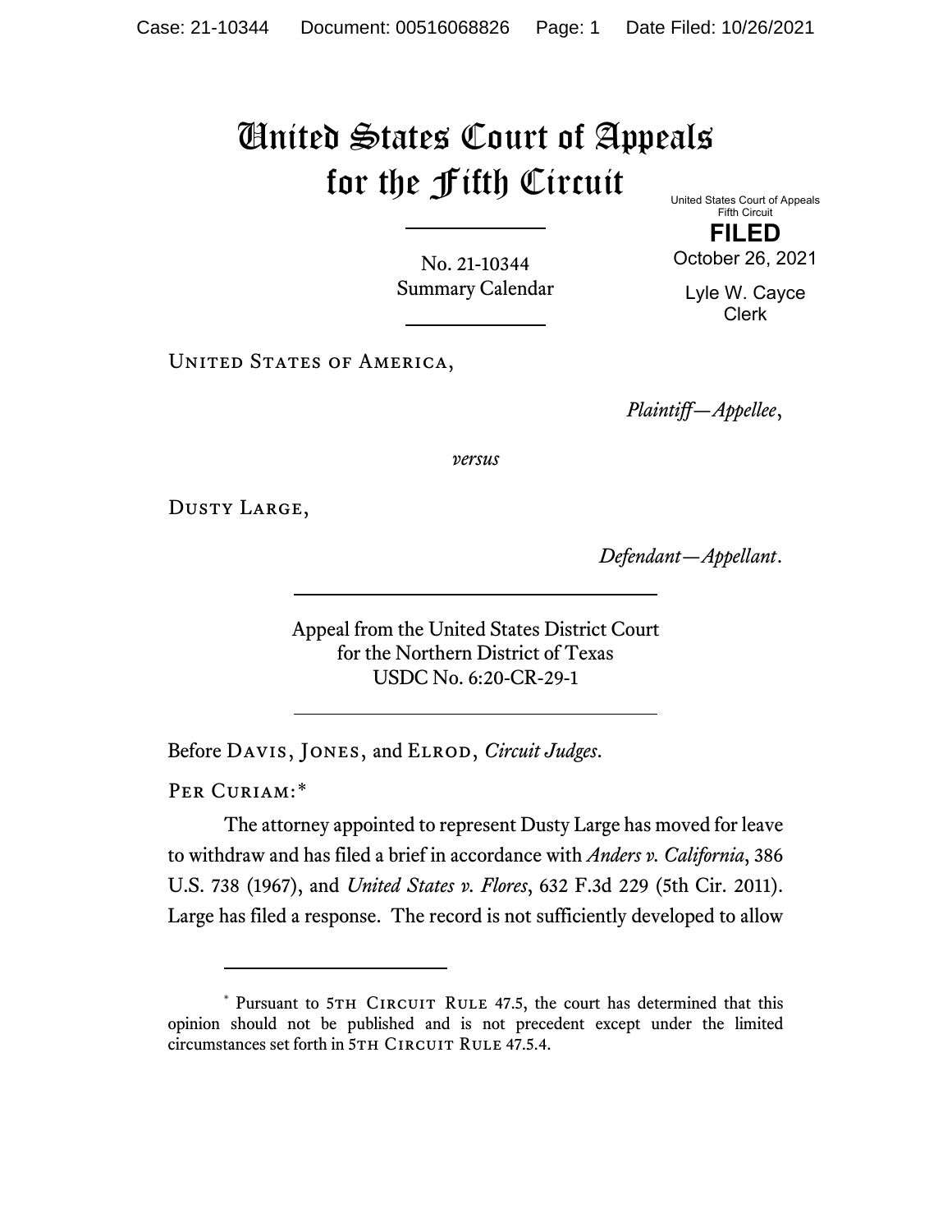# United States Court of Appeals for the Fifth Circuit

United States Court of Appeals
Fifth Circuit

**FILED**

October 26, 2021

Lyle W. Cayce
Clerk

No. 21-10344
Summary Calendar

United States of America,

*Plaintiff—Appellee*,

*versus*

Dusty Large,

*Defendant—Appellant*.

Appeal from the United States District Court
for the Northern District of Texas
USDC No. 6:20-CR-29-1

Before Davis, Jones, and Elrod, *Circuit Judges*.

Per Curiam:*

The attorney appointed to represent Dusty Large has moved for leave to withdraw and has filed a brief in accordance with *Anders v. California*, 386 U.S. 738 (1967), and *United States v. Flores*, 632 F.3d 229 (5th Cir. 2011). Large has filed a response. The record is not sufficiently developed to allow

---

* Pursuant to 5th Circuit Rule 47.5, the court has determined that this opinion should not be published and is not precedent except under the limited circumstances set forth in 5th Circuit Rule 47.5.4.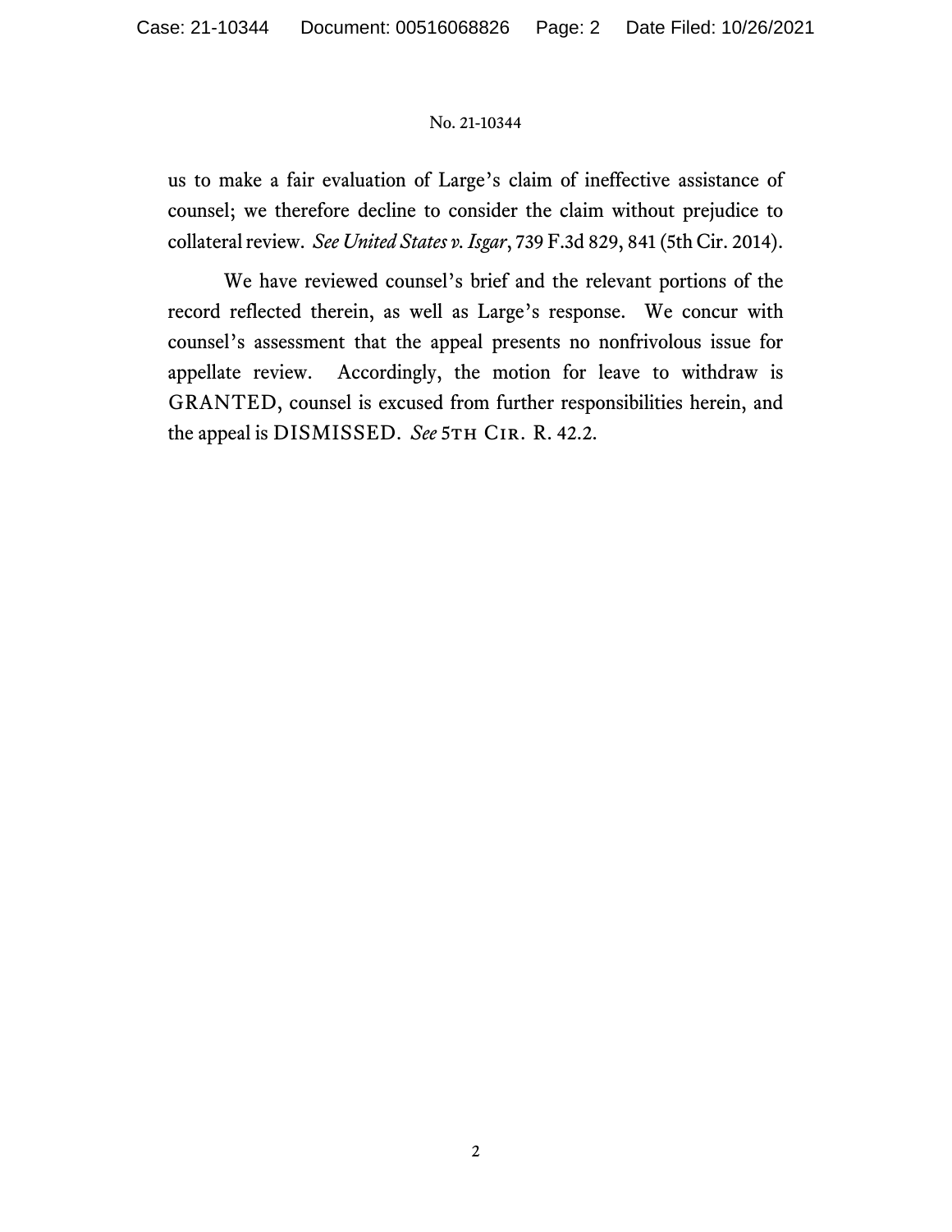us to make a fair evaluation of Large's claim of ineffective assistance of counsel; we therefore decline to consider the claim without prejudice to collateral review. *See United States v. Isgar*, 739 F.3d 829, 841 (5th Cir. 2014).

We have reviewed counsel's brief and the relevant portions of the record reflected therein, as well as Large's response. We concur with counsel's assessment that the appeal presents no nonfrivolous issue for appellate review. Accordingly, the motion for leave to withdraw is GRANTED, counsel is excused from further responsibilities herein, and the appeal is DISMISSED. *See* 5TH CIR. R. 42.2.